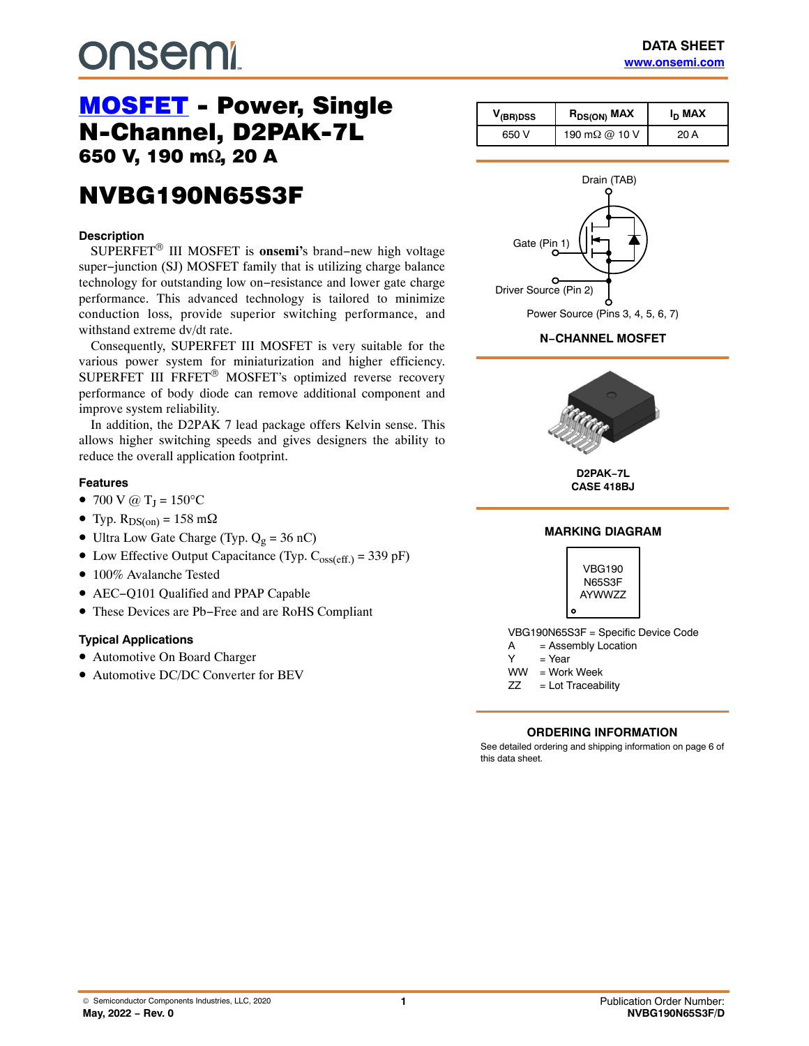onsemi

**DATA SHEET**
www.onsemi.com

# MOSFET - Power, Single N-Channel, D2PAK-7L

## 650 V, 190 mΩ, 20 A

# NVBG190N65S3F

| $V_{(BR)DSS}$ | $R_{DS(ON)}$ MAX | $I_D$ MAX |
|---|---|---|
| 650 V | 190 mΩ @ 10 V | 20 A |

Drain (TAB)

Gate (Pin 1)

Driver Source (Pin 2)

Power Source (Pins 3, 4, 5, 6, 7)

**N−CHANNEL MOSFET**

**D2PAK−7L**
**CASE 418BJ**

### Description

SUPERFET® III MOSFET is **onsemi's** brand−new high voltage super−junction (SJ) MOSFET family that is utilizing charge balance technology for outstanding low on−resistance and lower gate charge performance. This advanced technology is tailored to minimize conduction loss, provide superior switching performance, and withstand extreme dv/dt rate.

Consequently, SUPERFET III MOSFET is very suitable for the various power system for miniaturization and higher efficiency. SUPERFET III FRFET® MOSFET's optimized reverse recovery performance of body diode can remove additional component and improve system reliability.

In addition, the D2PAK 7 lead package offers Kelvin sense. This allows higher switching speeds and gives designers the ability to reduce the overall application footprint.

### Features

- 700 V @ $T_J$ = 150°C
- Typ. $R_{DS(on)}$ = 158 mΩ
- Ultra Low Gate Charge (Typ. $Q_g$ = 36 nC)
- Low Effective Output Capacitance (Typ. $C_{oss(eff.)}$ = 339 pF)
- 100% Avalanche Tested
- AEC−Q101 Qualified and PPAP Capable
- These Devices are Pb−Free and are RoHS Compliant

### Typical Applications

- Automotive On Board Charger
- Automotive DC/DC Converter for BEV

### MARKING DIAGRAM

VBG190
N65S3F
AYWWZZ

VBG190N65S3F = Specific Device Code
A = Assembly Location
Y = Year
WW = Work Week
ZZ = Lot Traceability

### ORDERING INFORMATION

See detailed ordering and shipping information on page 6 of this data sheet.

© Semiconductor Components Industries, LLC, 2020
**May, 2022 − Rev. 0**

Publication Order Number:
**NVBG190N65S3F/D**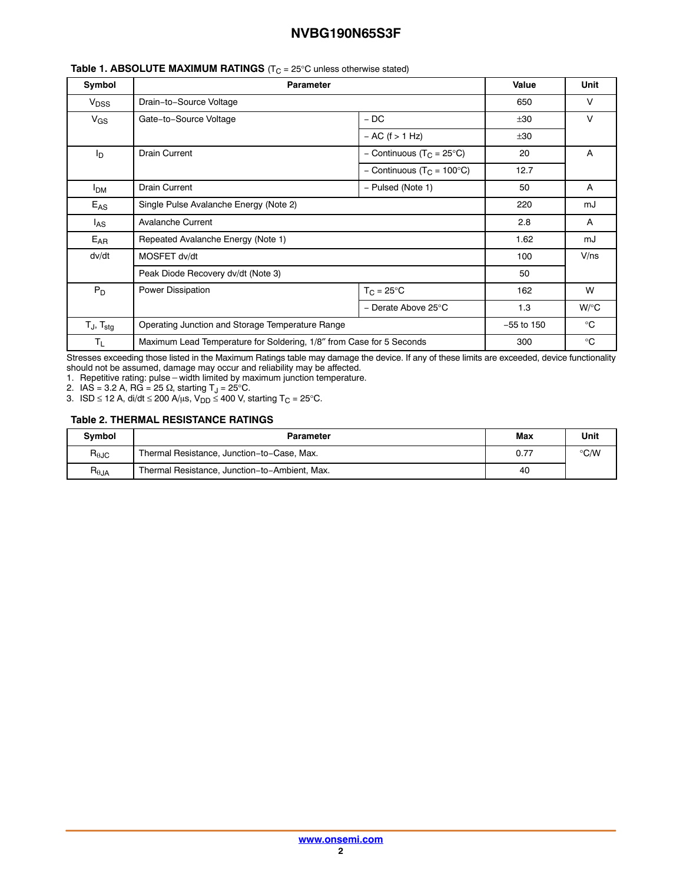**Table 1. ABSOLUTE MAXIMUM RATINGS** ($T_C$ = 25°C unless otherwise stated)

| Symbol | Parameter | | Value | Unit |
|---|---|---|---|---|
| $V_{DSS}$ | Drain−to−Source Voltage | | 650 | V |
| $V_{GS}$ | Gate−to−Source Voltage | − DC | ±30 | V |
| | | − AC (f > 1 Hz) | ±30 | |
| $I_D$ | Drain Current | − Continuous ($T_C$ = 25°C) | 20 | A |
| | | − Continuous ($T_C$ = 100°C) | 12.7 | |
| $I_{DM}$ | Drain Current | − Pulsed (Note 1) | 50 | A |
| $E_{AS}$ | Single Pulse Avalanche Energy (Note 2) | | 220 | mJ |
| $I_{AS}$ | Avalanche Current | | 2.8 | A |
| $E_{AR}$ | Repeated Avalanche Energy (Note 1) | | 1.62 | mJ |
| dv/dt | MOSFET dv/dt | | 100 | V/ns |
| | Peak Diode Recovery dv/dt (Note 3) | | 50 | |
| $P_D$ | Power Dissipation | $T_C$ = 25°C | 162 | W |
| | | − Derate Above 25°C | 1.3 | W/°C |
| $T_J$, $T_{stg}$ | Operating Junction and Storage Temperature Range | | −55 to 150 | °C |
| $T_L$ | Maximum Lead Temperature for Soldering, 1/8″ from Case for 5 Seconds | | 300 | °C |

Stresses exceeding those listed in the Maximum Ratings table may damage the device. If any of these limits are exceeded, device functionality should not be assumed, damage may occur and reliability may be affected.

1. Repetitive rating: pulse − width limited by maximum junction temperature.
2. IAS = 3.2 A, RG = 25 Ω, starting $T_J$ = 25°C.
3. ISD ≤ 12 A, di/dt ≤ 200 A/μs, $V_{DD}$ ≤ 400 V, starting $T_C$ = 25°C.

**Table 2. THERMAL RESISTANCE RATINGS**

| Symbol | Parameter | Max | Unit |
|---|---|---|---|
| $R_{\theta JC}$ | Thermal Resistance, Junction−to−Case, Max. | 0.77 | °C/W |
| $R_{\theta JA}$ | Thermal Resistance, Junction−to−Ambient, Max. | 40 | |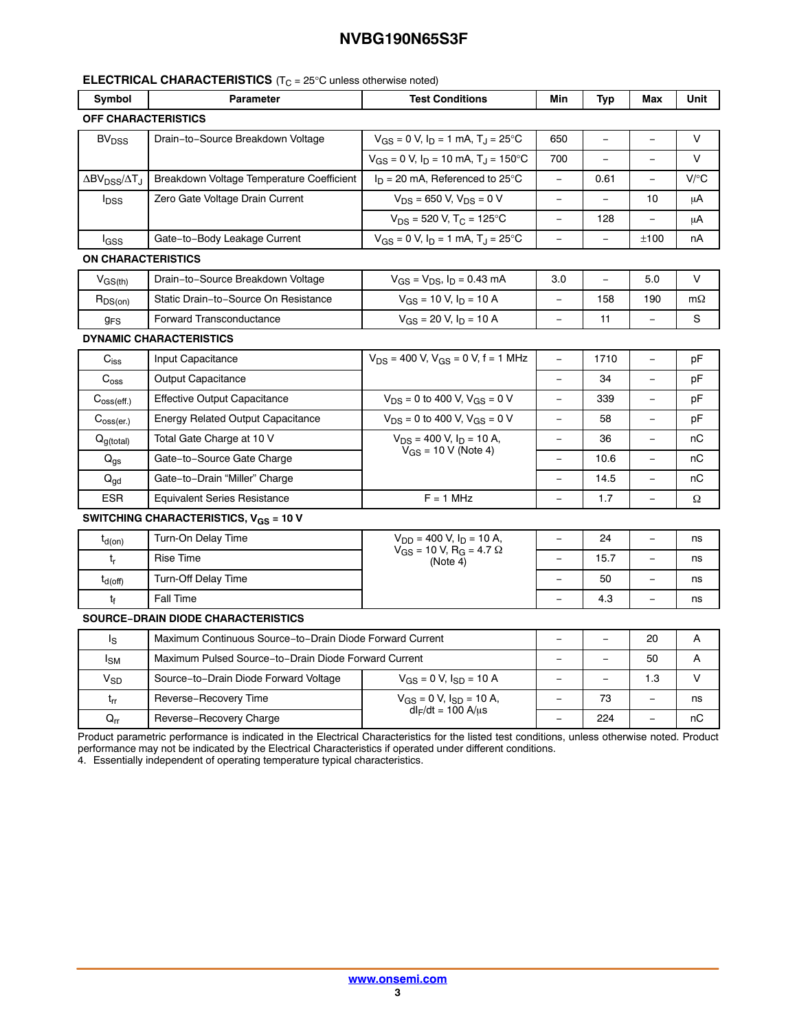## ELECTRICAL CHARACTERISTICS ($T_C$ = 25°C unless otherwise noted)

| Symbol | Parameter | Test Conditions | Min | Typ | Max | Unit |
|---|---|---|---|---|---|---|
| **OFF CHARACTERISTICS** | | | | | | |
| $BV_{DSS}$ | Drain−to−Source Breakdown Voltage | $V_{GS}$ = 0 V, $I_D$ = 1 mA, $T_J$ = 25°C | 650 | − | − | V |
| | | $V_{GS}$ = 0 V, $I_D$ = 10 mA, $T_J$ = 150°C | 700 | − | − | V |
| $\Delta BV_{DSS}/\Delta T_J$ | Breakdown Voltage Temperature Coefficient | $I_D$ = 20 mA, Referenced to 25°C | − | 0.61 | − | V/°C |
| $I_{DSS}$ | Zero Gate Voltage Drain Current | $V_{DS}$ = 650 V, $V_{DS}$ = 0 V | − | − | 10 | μA |
| | | $V_{DS}$ = 520 V, $T_C$ = 125°C | − | 128 | − | μA |
| $I_{GSS}$ | Gate−to−Body Leakage Current | $V_{GS}$ = 0 V, $I_D$ = 1 mA, $T_J$ = 25°C | − | − | ±100 | nA |
| **ON CHARACTERISTICS** | | | | | | |
| $V_{GS(th)}$ | Drain−to−Source Breakdown Voltage | $V_{GS}$ = $V_{DS}$, $I_D$ = 0.43 mA | 3.0 | − | 5.0 | V |
| $R_{DS(on)}$ | Static Drain−to−Source On Resistance | $V_{GS}$ = 10 V, $I_D$ = 10 A | − | 158 | 190 | mΩ |
| $g_{FS}$ | Forward Transconductance | $V_{GS}$ = 20 V, $I_D$ = 10 A | − | 11 | − | S |
| **DYNAMIC CHARACTERISTICS** | | | | | | |
| $C_{iss}$ | Input Capacitance | $V_{DS}$ = 400 V, $V_{GS}$ = 0 V, f = 1 MHz | − | 1710 | − | pF |
| $C_{oss}$ | Output Capacitance | | − | 34 | − | pF |
| $C_{oss(eff.)}$ | Effective Output Capacitance | $V_{DS}$ = 0 to 400 V, $V_{GS}$ = 0 V | − | 339 | − | pF |
| $C_{oss(er.)}$ | Energy Related Output Capacitance | $V_{DS}$ = 0 to 400 V, $V_{GS}$ = 0 V | − | 58 | − | pF |
| $Q_{g(total)}$ | Total Gate Charge at 10 V | $V_{DS}$ = 400 V, $I_D$ = 10 A, $V_{GS}$ = 10 V (Note 4) | − | 36 | − | nC |
| $Q_{gs}$ | Gate−to−Source Gate Charge | | − | 10.6 | − | nC |
| $Q_{gd}$ | Gate−to−Drain "Miller" Charge | | − | 14.5 | − | nC |
| ESR | Equivalent Series Resistance | F = 1 MHz | − | 1.7 | − | Ω |
| **SWITCHING CHARACTERISTICS, $V_{GS}$ = 10 V** | | | | | | |
| $t_{d(on)}$ | Turn-On Delay Time | $V_{DD}$ = 400 V, $I_D$ = 10 A, $V_{GS}$ = 10 V, $R_G$ = 4.7 Ω (Note 4) | − | 24 | − | ns |
| $t_r$ | Rise Time | | − | 15.7 | − | ns |
| $t_{d(off)}$ | Turn-Off Delay Time | | − | 50 | − | ns |
| $t_f$ | Fall Time | | − | 4.3 | − | ns |
| **SOURCE−DRAIN DIODE CHARACTERISTICS** | | | | | | |
| $I_S$ | Maximum Continuous Source−to−Drain Diode Forward Current | | − | − | 20 | A |
| $I_{SM}$ | Maximum Pulsed Source−to−Drain Diode Forward Current | | − | − | 50 | A |
| $V_{SD}$ | Source−to−Drain Diode Forward Voltage | $V_{GS}$ = 0 V, $I_{SD}$ = 10 A | − | − | 1.3 | V |
| $t_{rr}$ | Reverse−Recovery Time | $V_{GS}$ = 0 V, $I_{SD}$ = 10 A, $dI_F/dt$ = 100 A/μs | − | 73 | − | ns |
| $Q_{rr}$ | Reverse−Recovery Charge | | − | 224 | − | nC |

Product parametric performance is indicated in the Electrical Characteristics for the listed test conditions, unless otherwise noted. Product performance may not be indicated by the Electrical Characteristics if operated under different conditions.

4. Essentially independent of operating temperature typical characteristics.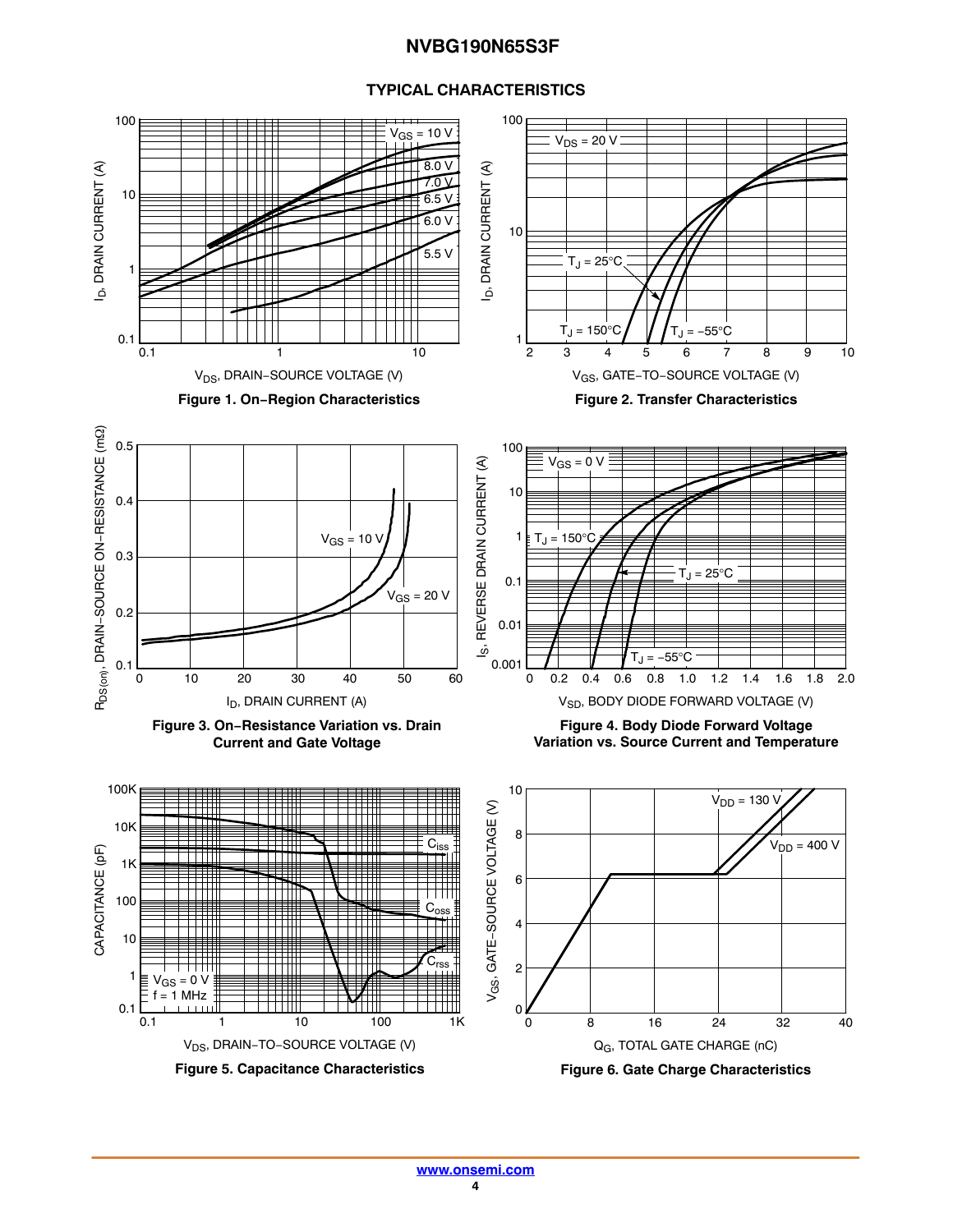## TYPICAL CHARACTERISTICS

Figure 1. On−Region Characteristics

Figure 2. Transfer Characteristics

Figure 3. On−Resistance Variation vs. Drain Current and Gate Voltage

Figure 4. Body Diode Forward Voltage Variation vs. Source Current and Temperature

Figure 5. Capacitance Characteristics

Figure 6. Gate Charge Characteristics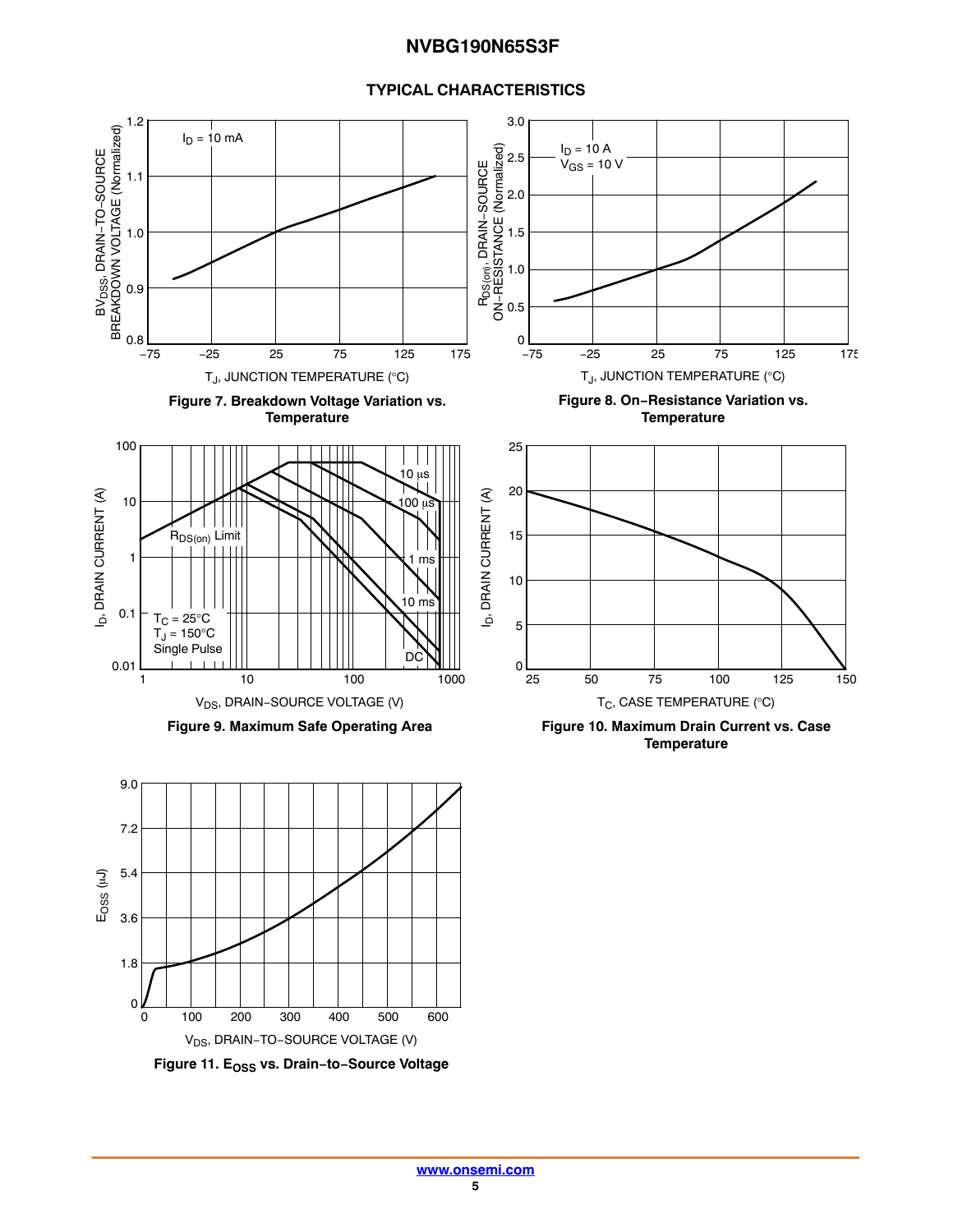## TYPICAL CHARACTERISTICS

Figure 7. Breakdown Voltage Variation vs. Temperature

Figure 8. On−Resistance Variation vs. Temperature

Figure 9. Maximum Safe Operating Area

Figure 10. Maximum Drain Current vs. Case Temperature

Figure 11. $E_{OSS}$ vs. Drain−to−Source Voltage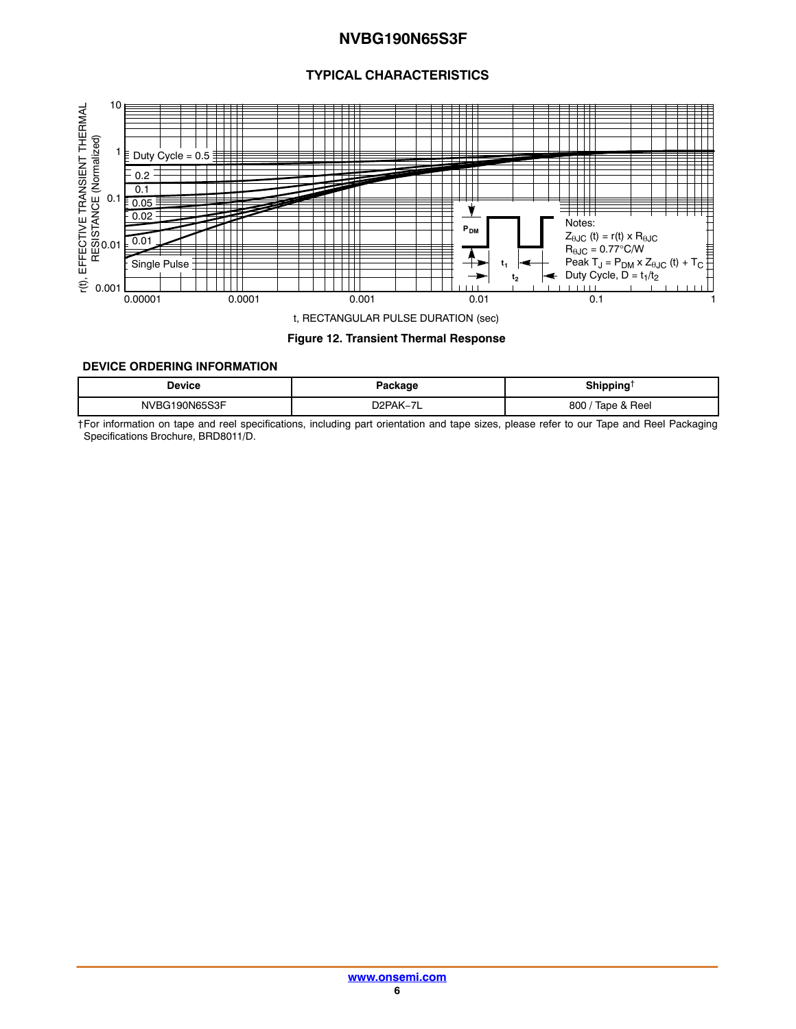## TYPICAL CHARACTERISTICS

Notes:
$Z_{\theta JC}$ (t) = r(t) x $R_{\theta JC}$
$R_{\theta JC}$ = 0.77°C/W
Peak $T_J$ = $P_{DM}$ x $Z_{\theta JC}$ (t) + $T_C$
Duty Cycle, D = $t_1/t_2$

**Figure 12. Transient Thermal Response**

### DEVICE ORDERING INFORMATION

| Device | Package | Shipping† |
|---|---|---|
| NVBG190N65S3F | D2PAK−7L | 800 / Tape & Reel |

†For information on tape and reel specifications, including part orientation and tape sizes, please refer to our Tape and Reel Packaging Specifications Brochure, BRD8011/D.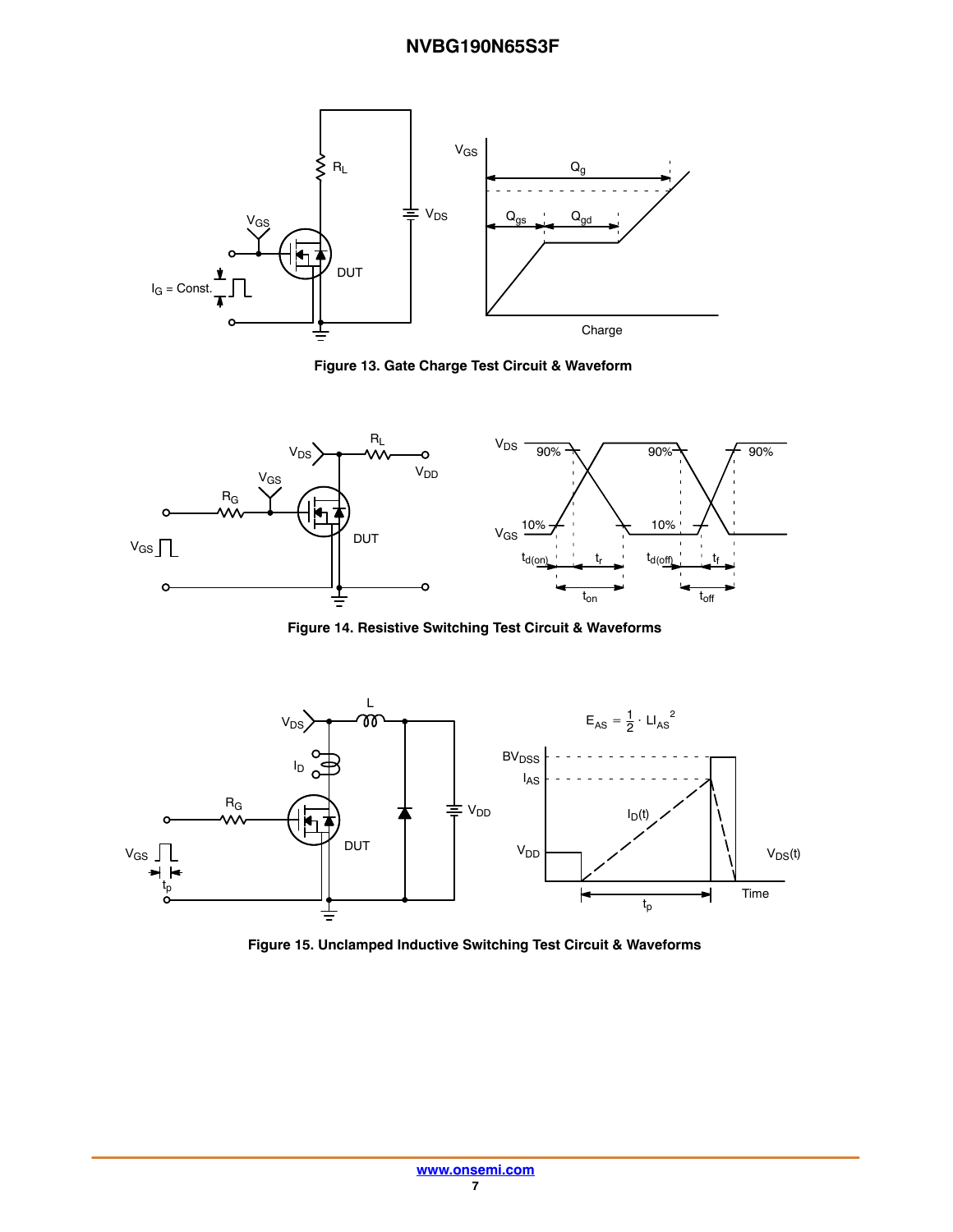Figure 13. Gate Charge Test Circuit & Waveform

Figure 14. Resistive Switching Test Circuit & Waveforms

Figure 15. Unclamped Inductive Switching Test Circuit & Waveforms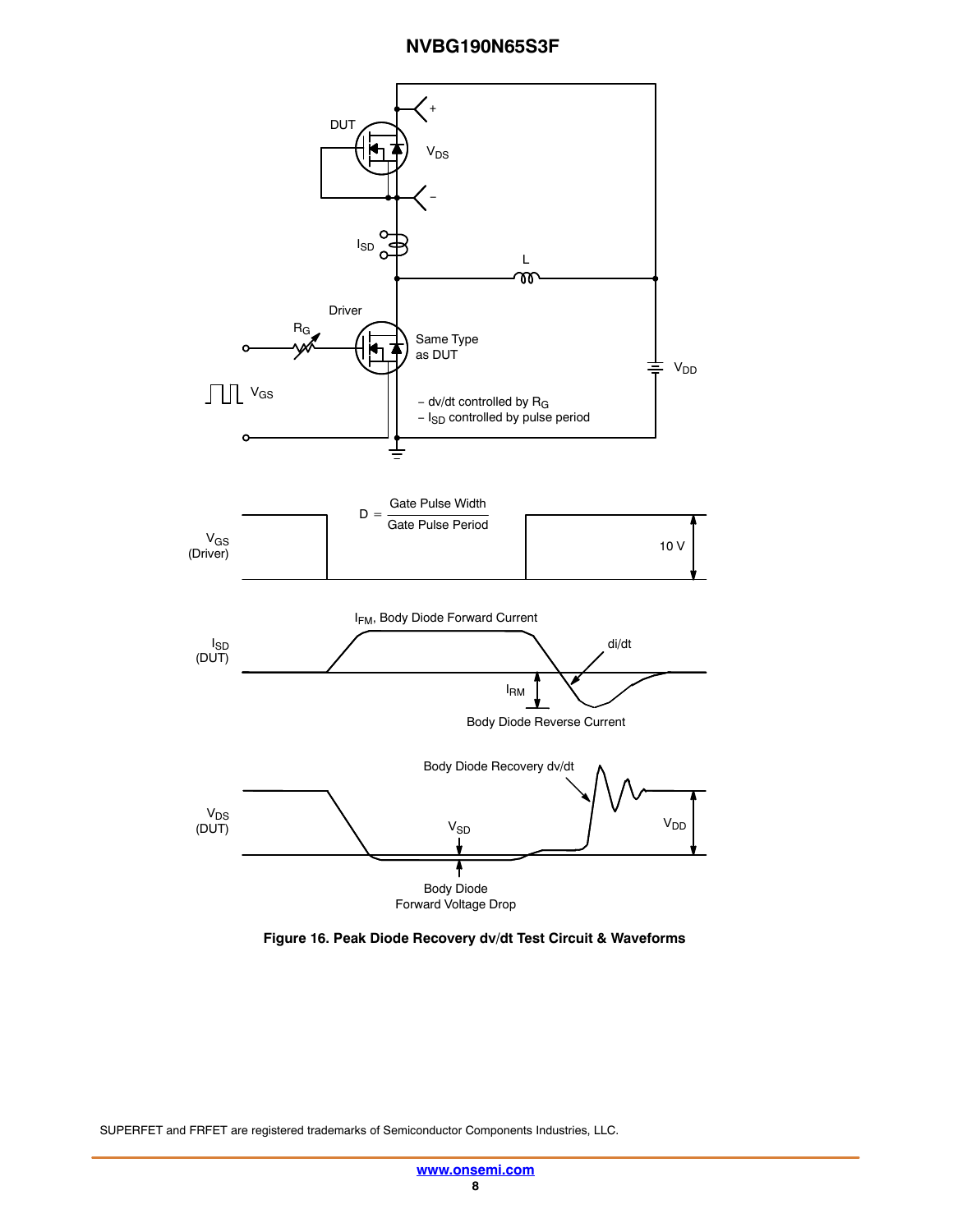Figure 16. Peak Diode Recovery dv/dt Test Circuit & Waveforms

SUPERFET and FRFET are registered trademarks of Semiconductor Components Industries, LLC.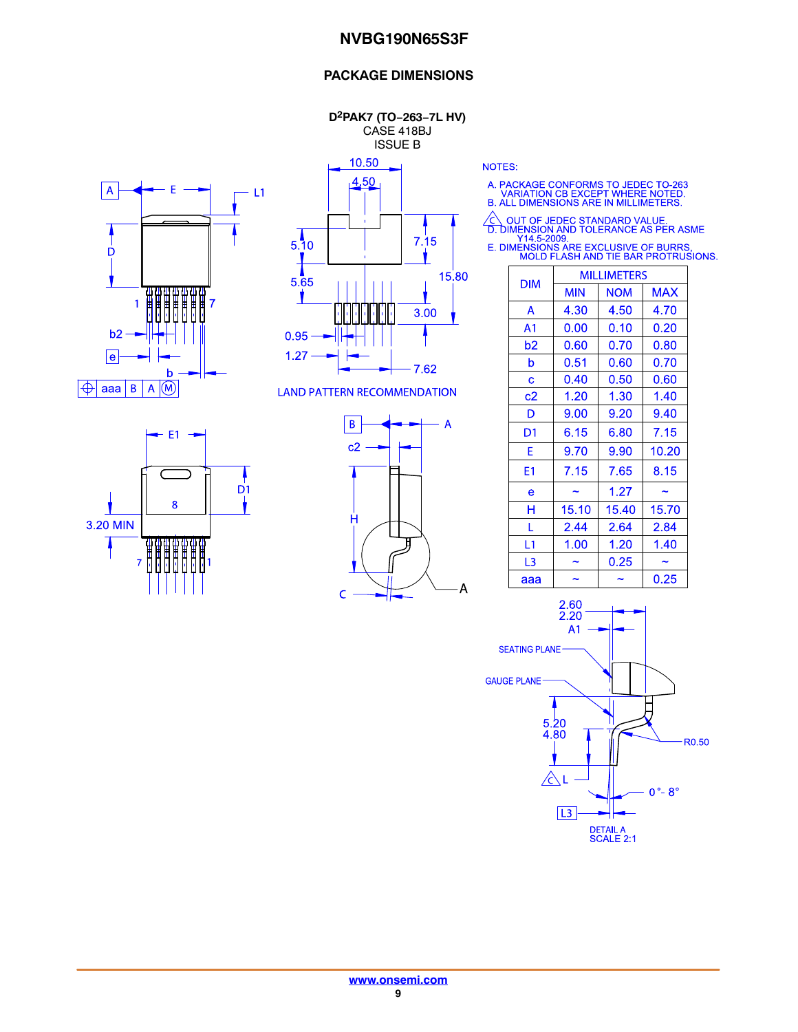## PACKAGE DIMENSIONS

**D²PAK7 (TO−263−7L HV)**
CASE 418BJ
ISSUE B

NOTES:

A. PACKAGE CONFORMS TO JEDEC TO-263 VARIATION CB EXCEPT WHERE NOTED.
B. ALL DIMENSIONS ARE IN MILLIMETERS.
C. OUT OF JEDEC STANDARD VALUE.
D. DIMENSION AND TOLERANCE AS PER ASME Y14.5-2009.
E. DIMENSIONS ARE EXCLUSIVE OF BURRS, MOLD FLASH AND TIE BAR PROTRUSIONS.

| DIM | MILLIMETERS | | |
|---|---|---|---|
| | MIN | NOM | MAX |
| A | 4.30 | 4.50 | 4.70 |
| A1 | 0.00 | 0.10 | 0.20 |
| b2 | 0.60 | 0.70 | 0.80 |
| b | 0.51 | 0.60 | 0.70 |
| c | 0.40 | 0.50 | 0.60 |
| c2 | 1.20 | 1.30 | 1.40 |
| D | 9.00 | 9.20 | 9.40 |
| D1 | 6.15 | 6.80 | 7.15 |
| E | 9.70 | 9.90 | 10.20 |
| E1 | 7.15 | 7.65 | 8.15 |
| e | ~ | 1.27 | ~ |
| H | 15.10 | 15.40 | 15.70 |
| L | 2.44 | 2.64 | 2.84 |
| L1 | 1.00 | 1.20 | 1.40 |
| L3 | ~ | 0.25 | ~ |
| aaa | ~ | ~ | 0.25 |

LAND PATTERN RECOMMENDATION

DETAIL A
SCALE 2:1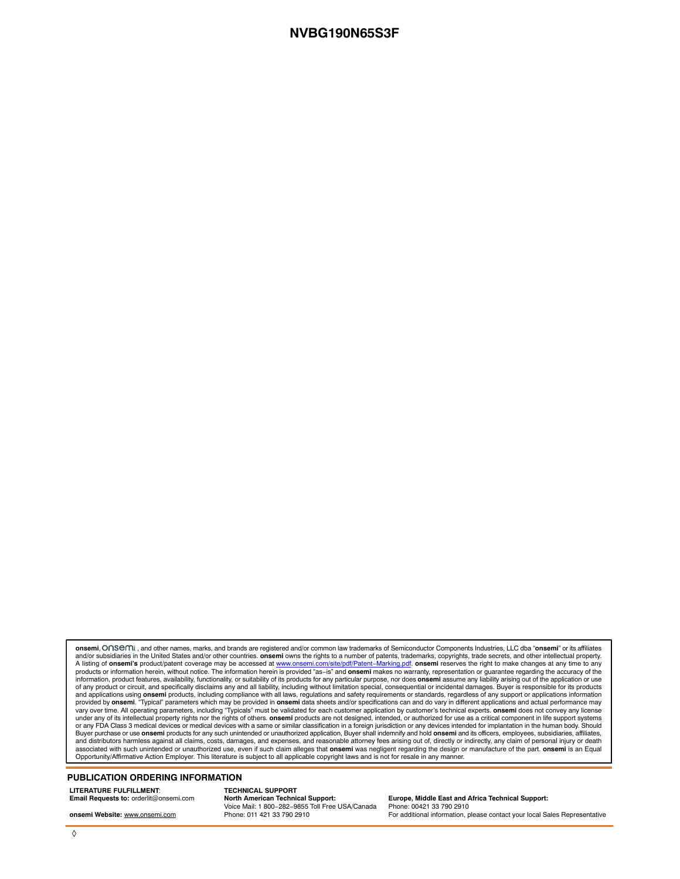**onsemi**, onsemi, and other names, marks, and brands are registered and/or common law trademarks of Semiconductor Components Industries, LLC dba "**onsemi**" or its affiliates and/or subsidiaries in the United States and/or other countries. **onsemi** owns the rights to a number of patents, trademarks, copyrights, trade secrets, and other intellectual property. A listing of **onsemi's** product/patent coverage may be accessed at www.onsemi.com/site/pdf/Patent−Marking.pdf. **onsemi** reserves the right to make changes at any time to any products or information herein, without notice. The information herein is provided "as−is" and **onsemi** makes no warranty, representation or guarantee regarding the accuracy of the information, product features, availability, functionality, or suitability of its products for any particular purpose, nor does **onsemi** assume any liability arising out of the application or use of any product or circuit, and specifically disclaims any and all liability, including without limitation special, consequential or incidental damages. Buyer is responsible for its products and applications using **onsemi** products, including compliance with all laws, regulations and safety requirements or standards, regardless of any support or applications information provided by **onsemi**. "Typical" parameters which may be provided in **onsemi** data sheets and/or specifications can and do vary in different applications and actual performance may vary over time. All operating parameters, including "Typicals" must be validated for each customer application by customer's technical experts. **onsemi** does not convey any license under any of its intellectual property rights nor the rights of others. **onsemi** products are not designed, intended, or authorized for use as a critical component in life support systems or any FDA Class 3 medical devices or medical devices with a same or similar classification in a foreign jurisdiction or any devices intended for implantation in the human body. Should Buyer purchase or use **onsemi** products for any such unintended or unauthorized application, Buyer shall indemnify and hold **onsemi** and its officers, employees, subsidiaries, affiliates, and distributors harmless against all claims, costs, damages, and expenses, and reasonable attorney fees arising out of, directly or indirectly, any claim of personal injury or death associated with such unintended or unauthorized use, even if such claim alleges that **onsemi** was negligent regarding the design or manufacture of the part. **onsemi** is an Equal Opportunity/Affirmative Action Employer. This literature is subject to all applicable copyright laws and is not for resale in any manner.

## PUBLICATION ORDERING INFORMATION

**LITERATURE FULFILLMENT**:
**Email Requests to:** orderlit@onsemi.com

**onsemi Website:** www.onsemi.com

**TECHNICAL SUPPORT**
**North American Technical Support:**
Voice Mail: 1 800−282−9855 Toll Free USA/Canada
Phone: 011 421 33 790 2910

**Europe, Middle East and Africa Technical Support:**
Phone: 00421 33 790 2910
For additional information, please contact your local Sales Representative

◊